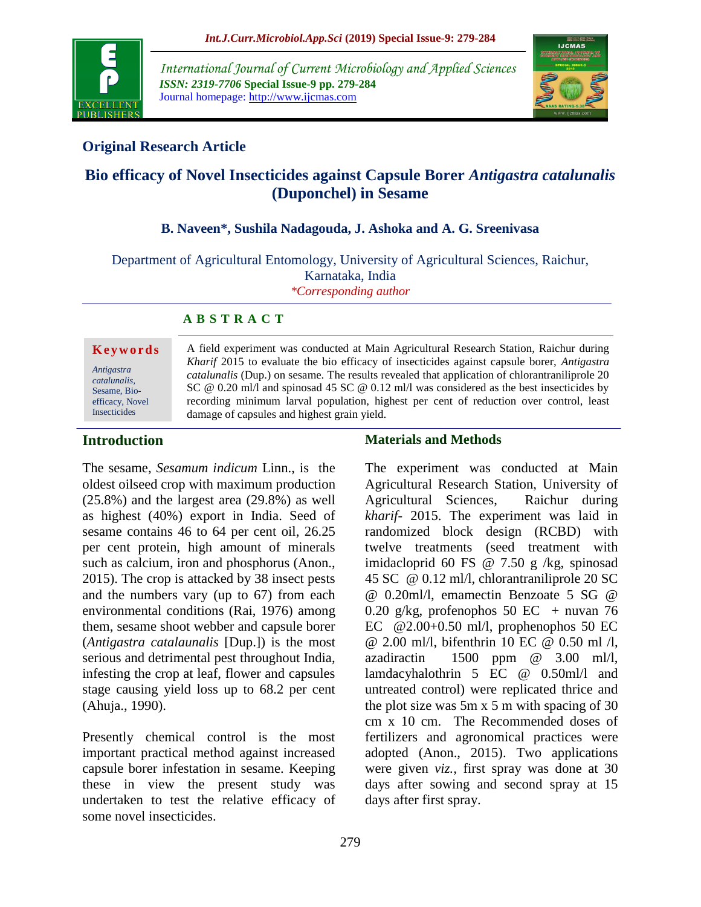## Original Research Article

# Bio efficacy of Novel Insecticides against Capsule Borer *Antigastra catalunalis* (Duponchel) in Sesame

**B. Naveen*, Sushila Nadagouda, J. Ashoka and A. G. Sreenivasa**

Department of Agricultural Entomology, University of Agricultural Sciences, Raichur, Karnataka, India

*Corresponding author

**A B S T R A C T**

**Keywords**

*Antigastra catalunalis*, Sesame, Bio-efficacy, Novel Insecticides

A field experiment was conducted at Main Agricultural Research Station, Raichur during *Kharif* 2015 to evaluate the bio efficacy of insecticides against capsule borer, *Antigastra catalunalis* (Dup.) on sesame. The results revealed that application of chlorantraniliprole 20 SC @ 0.20 ml/l and spinosad 45 SC @ 0.12 ml/l was considered as the best insecticides by recording minimum larval population, highest per cent of reduction over control, least damage of capsules and highest grain yield.

## Introduction

The sesame, *Sesamum indicum* Linn., is the oldest oilseed crop with maximum production (25.8%) and the largest area (29.8%) as well as highest (40%) export in India. Seed of sesame contains 46 to 64 per cent oil, 26.25 per cent protein, high amount of minerals such as calcium, iron and phosphorus (Anon., 2015). The crop is attacked by 38 insect pests and the numbers vary (up to 67) from each environmental conditions (Rai, 1976) among them, sesame shoot webber and capsule borer (*Antigastra catalaunalis* [Dup.]) is the most serious and detrimental pest throughout India, infesting the crop at leaf, flower and capsules stage causing yield loss up to 68.2 per cent (Ahuja., 1990).

Presently chemical control is the most important practical method against increased capsule borer infestation in sesame. Keeping these in view the present study was undertaken to test the relative efficacy of some novel insecticides.

## Materials and Methods

The experiment was conducted at Main Agricultural Research Station, University of Agricultural Sciences, Raichur during *kharif*- 2015. The experiment was laid in randomized block design (RCBD) with twelve treatments (seed treatment with imidacloprid 60 FS @ 7.50 g /kg, spinosad 45 SC @ 0.12 ml/l, chlorantraniliprole 20 SC @ 0.20ml/l, emamectin Benzoate 5 SG @ 0.20 g/kg, profenophos 50 EC + nuvan 76 EC @2.00+0.50 ml/l, prophenophos 50 EC @ 2.00 ml/l, bifenthrin 10 EC @ 0.50 ml /l, azadiractin 1500 ppm @ 3.00 ml/l, lamdacyhalothrin 5 EC @ 0.50ml/l and untreated control) were replicated thrice and the plot size was 5m x 5 m with spacing of 30 cm x 10 cm. The Recommended doses of fertilizers and agronomical practices were adopted (Anon., 2015). Two applications were given *viz.*, first spray was done at 30 days after sowing and second spray at 15 days after first spray.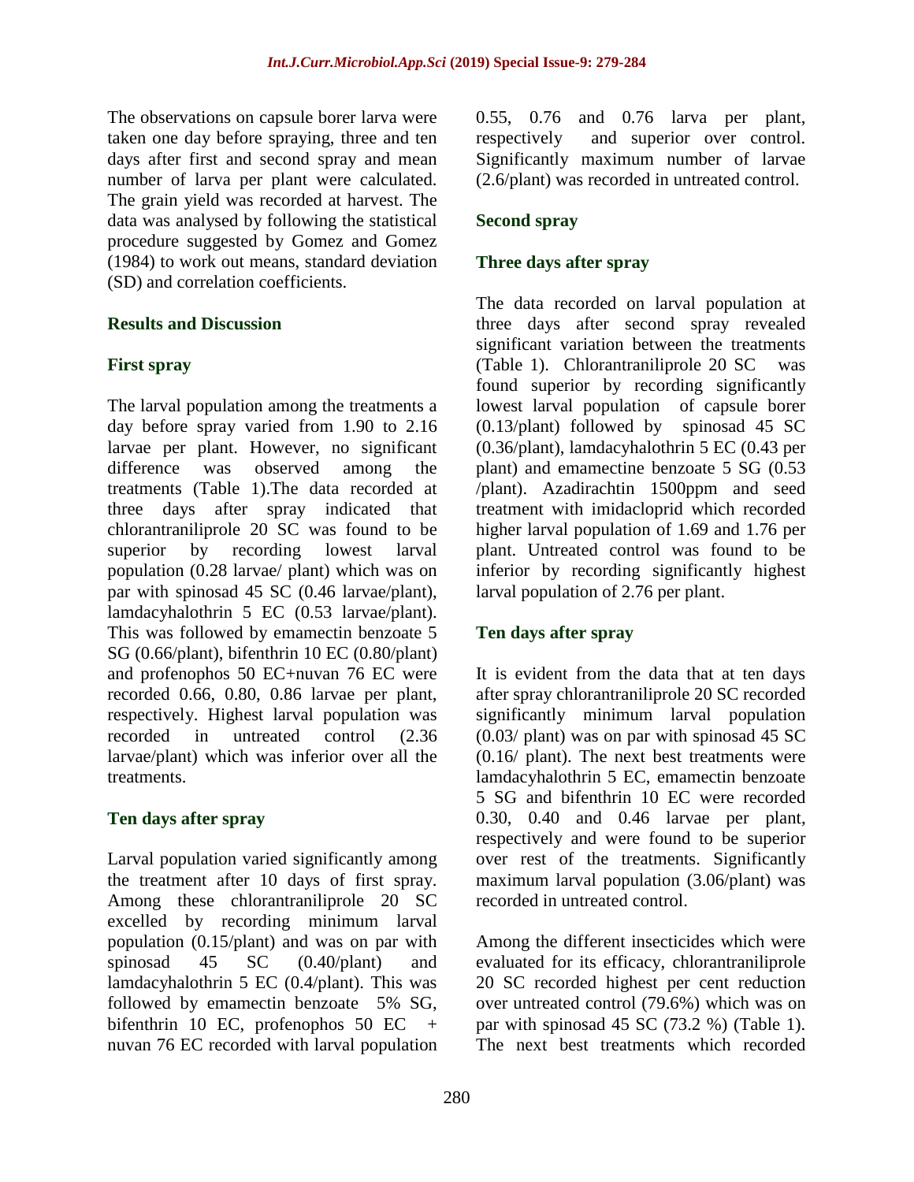The observations on capsule borer larva were taken one day before spraying, three and ten days after first and second spray and mean number of larva per plant were calculated. The grain yield was recorded at harvest. The data was analysed by following the statistical procedure suggested by Gomez and Gomez (1984) to work out means, standard deviation (SD) and correlation coefficients.

## Results and Discussion

### First spray

The larval population among the treatments a day before spray varied from 1.90 to 2.16 larvae per plant. However, no significant difference was observed among the treatments (Table 1).The data recorded at three days after spray indicated that chlorantraniliprole 20 SC was found to be superior by recording lowest larval population (0.28 larvae/ plant) which was on par with spinosad 45 SC (0.46 larvae/plant), lamdacyhalothrin 5 EC (0.53 larvae/plant). This was followed by emamectin benzoate 5 SG (0.66/plant), bifenthrin 10 EC (0.80/plant) and profenophos 50 EC+nuvan 76 EC were recorded 0.66, 0.80, 0.86 larvae per plant, respectively. Highest larval population was recorded in untreated control (2.36 larvae/plant) which was inferior over all the treatments.

### Ten days after spray

Larval population varied significantly among the treatment after 10 days of first spray. Among these chlorantraniliprole 20 SC excelled by recording minimum larval population (0.15/plant) and was on par with spinosad 45 SC (0.40/plant) and lamdacyhalothrin 5 EC (0.4/plant). This was followed by emamectin benzoate 5% SG, bifenthrin 10 EC, profenophos 50 EC + nuvan 76 EC recorded with larval population 0.55, 0.76 and 0.76 larva per plant, respectively and superior over control. Significantly maximum number of larvae (2.6/plant) was recorded in untreated control.

### Second spray

### Three days after spray

The data recorded on larval population at three days after second spray revealed significant variation between the treatments (Table 1). Chlorantraniliprole 20 SC was found superior by recording significantly lowest larval population of capsule borer (0.13/plant) followed by spinosad 45 SC (0.36/plant), lamdacyhalothrin 5 EC (0.43 per plant) and emamectine benzoate 5 SG (0.53 /plant). Azadirachtin 1500ppm and seed treatment with imidacloprid which recorded higher larval population of 1.69 and 1.76 per plant. Untreated control was found to be inferior by recording significantly highest larval population of 2.76 per plant.

### Ten days after spray

It is evident from the data that at ten days after spray chlorantraniliprole 20 SC recorded significantly minimum larval population (0.03/ plant) was on par with spinosad 45 SC (0.16/ plant). The next best treatments were lamdacyhalothrin 5 EC, emamectin benzoate 5 SG and bifenthrin 10 EC were recorded 0.30, 0.40 and 0.46 larvae per plant, respectively and were found to be superior over rest of the treatments. Significantly maximum larval population (3.06/plant) was recorded in untreated control.

Among the different insecticides which were evaluated for its efficacy, chlorantraniliprole 20 SC recorded highest per cent reduction over untreated control (79.6%) which was on par with spinosad 45 SC (73.2 %) (Table 1). The next best treatments which recorded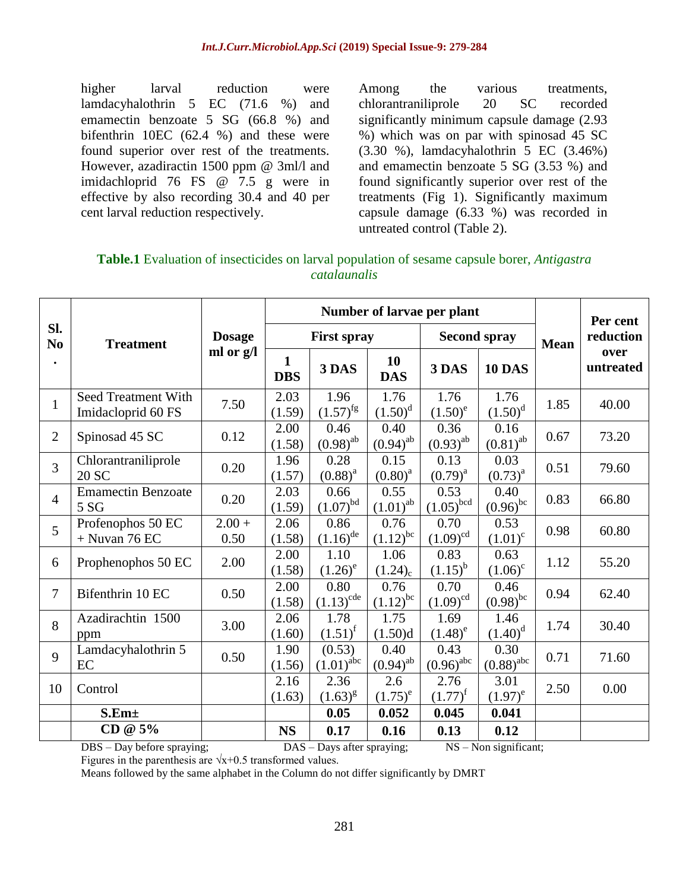higher larval reduction were lamdacyhalothrin 5 EC (71.6 %) and emamectin benzoate 5 SG (66.8 %) and bifenthrin 10EC (62.4 %) and these were found superior over rest of the treatments. However, azadiractin 1500 ppm @ 3ml/l and imidachloprid 76 FS @ 7.5 g were in effective by also recording 30.4 and 40 per cent larval reduction respectively.

Among the various treatments, chlorantraniliprole 20 SC recorded significantly minimum capsule damage (2.93 %) which was on par with spinosad 45 SC (3.30 %), lamdacyhalothrin 5 EC (3.46%) and emamectin benzoate 5 SG (3.53 %) and found significantly superior over rest of the treatments (Fig 1). Significantly maximum capsule damage (6.33 %) was recorded in untreated control (Table 2).

**Table.1** Evaluation of insecticides on larval population of sesame capsule borer, *Antigastra catalaunalis*

| Sl. No. | Treatment | Dosage ml or g/l | Number of larvae per plant | | | | | Mean | Per cent reduction over untreated |
|---|---|---|---|---|---|---|---|---|---|
| | | | First spray | | | Second spray | | | |
| | | | 1 DBS | 3 DAS | 10 DAS | 3 DAS | 10 DAS | | |
| 1 | Seed Treatment With Imidacloprid 60 FS | 7.50 | 2.03 (1.59) | 1.96 $(1.57)^{fg}$ | 1.76 $(1.50)^{d}$ | 1.76 $(1.50)^{e}$ | 1.76 $(1.50)^{d}$ | 1.85 | 40.00 |
| 2 | Spinosad 45 SC | 0.12 | 2.00 (1.58) | 0.46 $(0.98)^{ab}$ | 0.40 $(0.94)^{ab}$ | 0.36 $(0.93)^{ab}$ | 0.16 $(0.81)^{ab}$ | 0.67 | 73.20 |
| 3 | Chlorantraniliprole 20 SC | 0.20 | 1.96 (1.57) | 0.28 $(0.88)^{a}$ | 0.15 $(0.80)^{a}$ | 0.13 $(0.79)^{a}$ | 0.03 $(0.73)^{a}$ | 0.51 | 79.60 |
| 4 | Emamectin Benzoate 5 SG | 0.20 | 2.03 (1.59) | 0.66 $(1.07)^{bd}$ | 0.55 $(1.01)^{ab}$ | 0.53 $(1.05)^{bcd}$ | 0.40 $(0.96)^{bc}$ | 0.83 | 66.80 |
| 5 | Profenophos 50 EC + Nuvan 76 EC | 2.00 + 0.50 | 2.06 (1.58) | 0.86 $(1.16)^{de}$ | 0.76 $(1.12)^{bc}$ | 0.70 $(1.09)^{cd}$ | 0.53 $(1.01)^{c}$ | 0.98 | 60.80 |
| 6 | Prophenophos 50 EC | 2.00 | 2.00 (1.58) | 1.10 $(1.26)^{e}$ | 1.06 $(1.24)_{c}$ | 0.83 $(1.15)^{b}$ | 0.63 $(1.06)^{c}$ | 1.12 | 55.20 |
| 7 | Bifenthrin 10 EC | 0.50 | 2.00 (1.58) | 0.80 $(1.13)^{cde}$ | 0.76 $(1.12)^{bc}$ | 0.70 $(1.09)^{cd}$ | 0.46 $(0.98)^{bc}$ | 0.94 | 62.40 |
| 8 | Azadirachtin 1500 ppm | 3.00 | 2.06 (1.60) | 1.78 $(1.51)^{f}$ | 1.75 (1.50)d | 1.69 $(1.48)^{e}$ | 1.46 $(1.40)^{d}$ | 1.74 | 30.40 |
| 9 | Lamdacyhalothrin 5 EC | 0.50 | 1.90 (1.56) | (0.53) $(1.01)^{abc}$ | 0.40 $(0.94)^{ab}$ | 0.43 $(0.96)^{abc}$ | 0.30 $(0.88)^{abc}$ | 0.71 | 71.60 |
| 10 | Control | | 2.16 (1.63) | 2.36 $(1.63)^{g}$ | 2.6 $(1.75)^{e}$ | 2.76 $(1.77)^{f}$ | 3.01 $(1.97)^{e}$ | 2.50 | 0.00 |
| | **S.Em±** | | | **0.05** | **0.052** | **0.045** | **0.041** | | |
| | **CD @ 5%** | | **NS** | **0.17** | **0.16** | **0.13** | **0.12** | | |

DBS – Day before spraying; DAS – Days after spraying; NS – Non significant;
Figures in the parenthesis are $\sqrt{x+0.5}$ transformed values.
Means followed by the same alphabet in the Column do not differ significantly by DMRT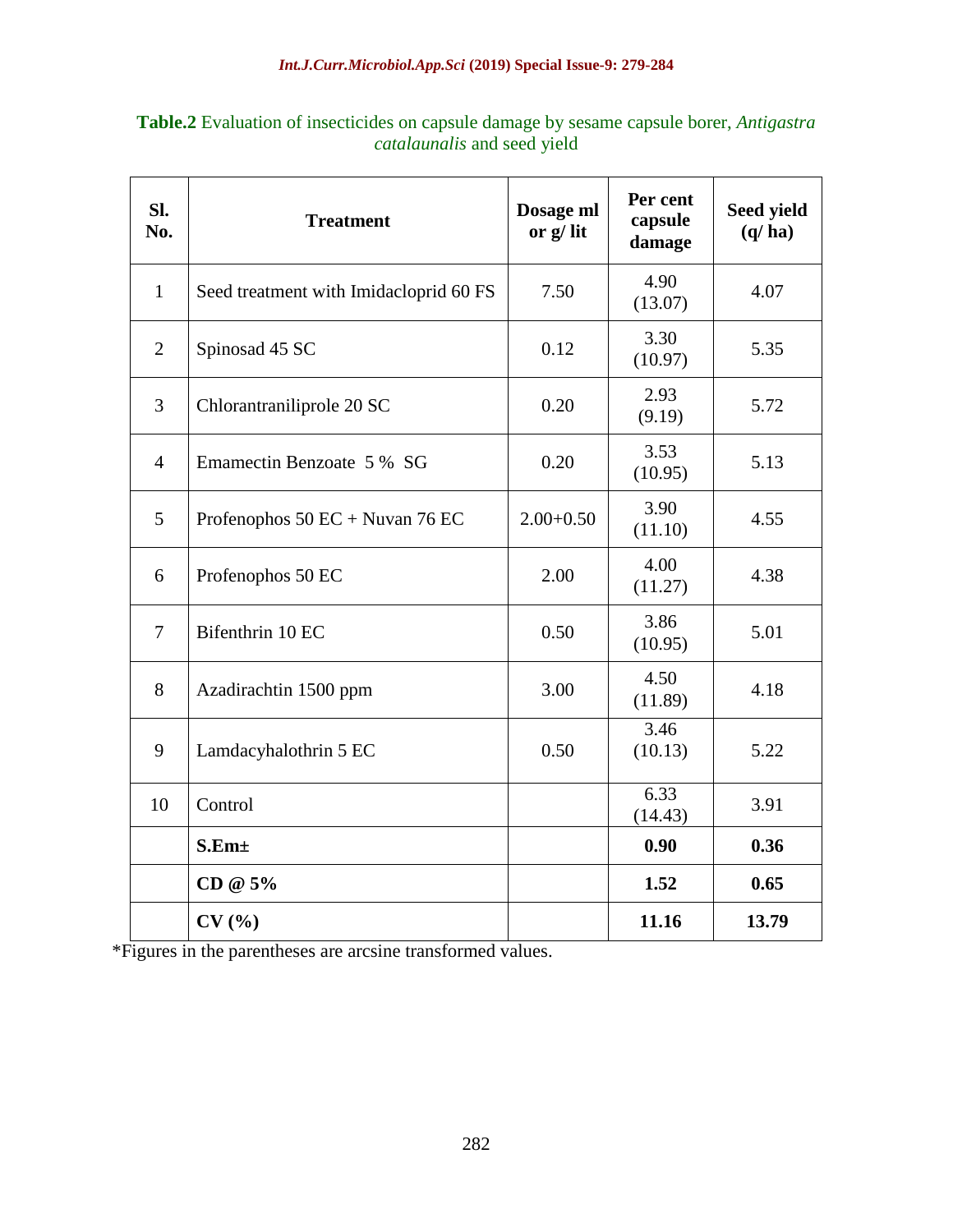**Table.2** Evaluation of insecticides on capsule damage by sesame capsule borer, *Antigastra catalaunalis* and seed yield

| Sl. No. | Treatment | Dosage ml or g/ lit | Per cent capsule damage | Seed yield (q/ ha) |
|---|---|---|---|---|
| 1 | Seed treatment with Imidacloprid 60 FS | 7.50 | 4.90 (13.07) | 4.07 |
| 2 | Spinosad 45 SC | 0.12 | 3.30 (10.97) | 5.35 |
| 3 | Chlorantraniliprole 20 SC | 0.20 | 2.93 (9.19) | 5.72 |
| 4 | Emamectin Benzoate 5 % SG | 0.20 | 3.53 (10.95) | 5.13 |
| 5 | Profenophos 50 EC + Nuvan 76 EC | 2.00+0.50 | 3.90 (11.10) | 4.55 |
| 6 | Profenophos 50 EC | 2.00 | 4.00 (11.27) | 4.38 |
| 7 | Bifenthrin 10 EC | 0.50 | 3.86 (10.95) | 5.01 |
| 8 | Azadirachtin 1500 ppm | 3.00 | 4.50 (11.89) | 4.18 |
| 9 | Lamdacyhalothrin 5 EC | 0.50 | 3.46 (10.13) | 5.22 |
| 10 | Control | | 6.33 (14.43) | 3.91 |
| | **S.Em±** | | **0.90** | **0.36** |
| | **CD @ 5%** | | **1.52** | **0.65** |
| | **CV (%)** | | **11.16** | **13.79** |

*Figures in the parentheses are arcsine transformed values.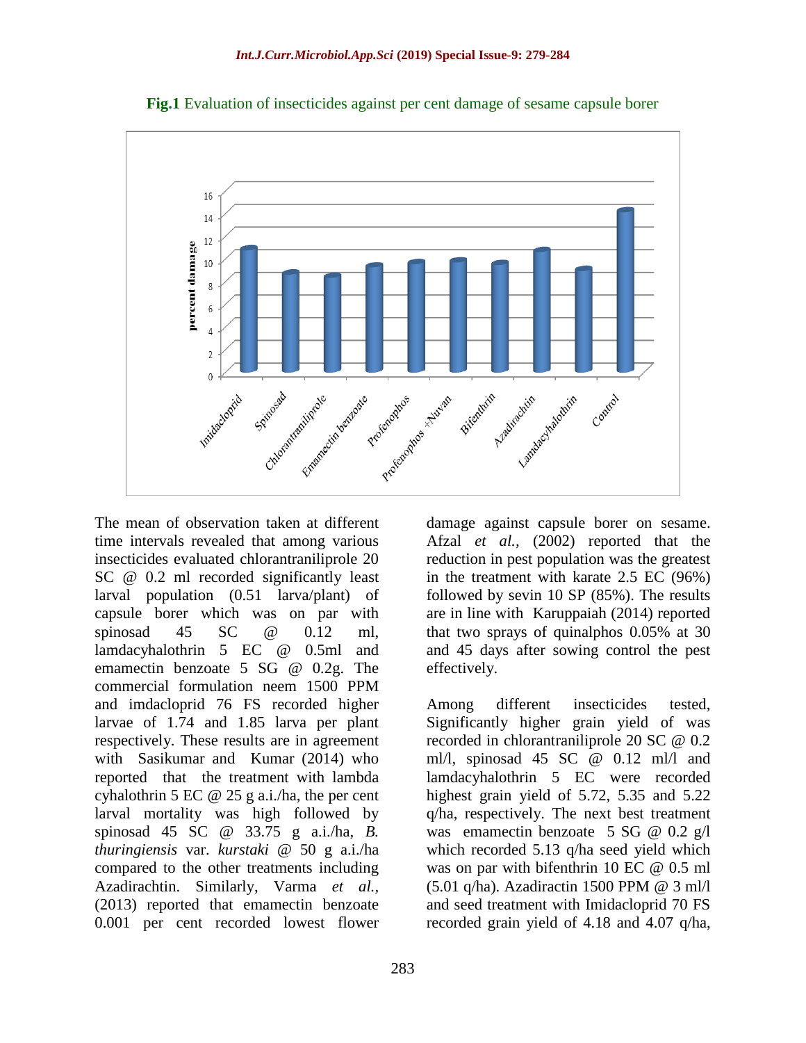**Fig.1** Evaluation of insecticides against per cent damage of sesame capsule borer

The mean of observation taken at different time intervals revealed that among various insecticides evaluated chlorantraniliprole 20 SC @ 0.2 ml recorded significantly least larval population (0.51 larva/plant) of capsule borer which was on par with spinosad 45 SC @ 0.12 ml, lamdacyhalothrin 5 EC @ 0.5ml and emamectin benzoate 5 SG @ 0.2g. The commercial formulation neem 1500 PPM and imdacloprid 76 FS recorded higher larvae of 1.74 and 1.85 larva per plant respectively. These results are in agreement with Sasikumar and Kumar (2014) who reported that the treatment with lambda cyhalothrin 5 EC @ 25 g a.i./ha, the per cent larval mortality was high followed by spinosad 45 SC @ 33.75 g a.i./ha, *B. thuringiensis* var. *kurstaki* @ 50 g a.i./ha compared to the other treatments including Azadirachtin. Similarly, Varma *et al.,* (2013) reported that emamectin benzoate 0.001 per cent recorded lowest flower damage against capsule borer on sesame. Afzal *et al.,* (2002) reported that the reduction in pest population was the greatest in the treatment with karate 2.5 EC (96%) followed by sevin 10 SP (85%). The results are in line with Karuppaiah (2014) reported that two sprays of quinalphos 0.05% at 30 and 45 days after sowing control the pest effectively.

Among different insecticides tested, Significantly higher grain yield of was recorded in chlorantraniliprole 20 SC @ 0.2 ml/l, spinosad 45 SC @ 0.12 ml/l and lamdacyhalothrin 5 EC were recorded highest grain yield of 5.72, 5.35 and 5.22 q/ha, respectively. The next best treatment was emamectin benzoate 5 SG @ 0.2 g/l which recorded 5.13 q/ha seed yield which was on par with bifenthrin 10 EC @ 0.5 ml (5.01 q/ha). Azadiractin 1500 PPM @ 3 ml/l and seed treatment with Imidacloprid 70 FS recorded grain yield of 4.18 and 4.07 q/ha,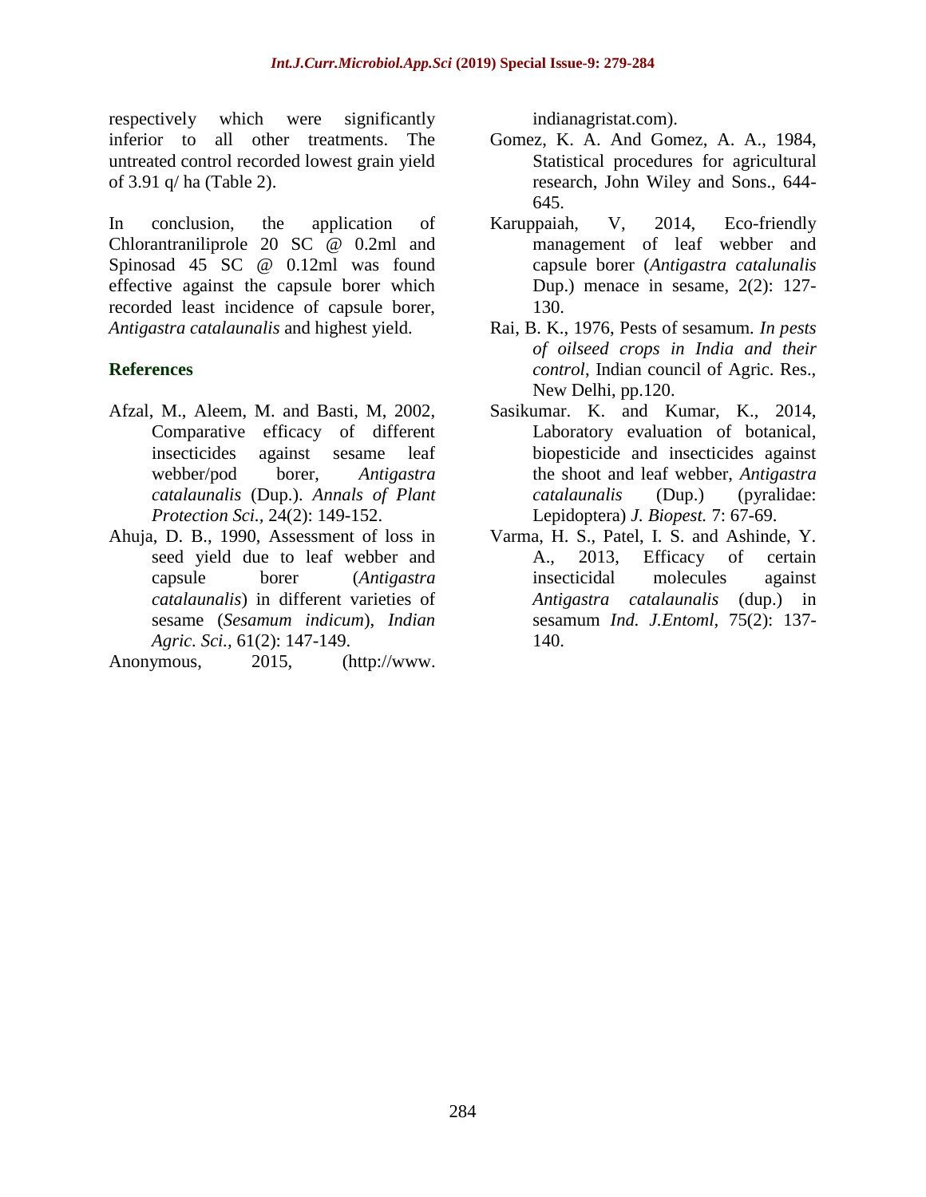respectively which were significantly inferior to all other treatments. The untreated control recorded lowest grain yield of 3.91 q/ ha (Table 2).

In conclusion, the application of Chlorantraniliprole 20 SC @ 0.2ml and Spinosad 45 SC @ 0.12ml was found effective against the capsule borer which recorded least incidence of capsule borer, *Antigastra catalaunalis* and highest yield.

## References

Afzal, M., Aleem, M. and Basti, M, 2002, Comparative efficacy of different insecticides against sesame leaf webber/pod borer, *Antigastra catalaunalis* (Dup.). *Annals of Plant Protection Sci.*, 24(2): 149-152.

Ahuja, D. B., 1990, Assessment of loss in seed yield due to leaf webber and capsule borer (*Antigastra catalaunalis*) in different varieties of sesame (*Sesamum indicum*), *Indian Agric. Sci.*, 61(2): 147-149.

Anonymous, 2015, (http://www. indianagristat.com).

Gomez, K. A. And Gomez, A. A., 1984, Statistical procedures for agricultural research, John Wiley and Sons., 644-645.

Karuppaiah, V, 2014, Eco-friendly management of leaf webber and capsule borer (*Antigastra catalunalis* Dup.) menace in sesame, 2(2): 127-130.

Rai, B. K., 1976, Pests of sesamum. *In pests of oilseed crops in India and their control*, Indian council of Agric. Res., New Delhi, pp.120.

Sasikumar. K. and Kumar, K., 2014, Laboratory evaluation of botanical, biopesticide and insecticides against the shoot and leaf webber, *Antigastra catalaunalis* (Dup.) (pyralidae: Lepidoptera) *J. Biopest.* 7: 67-69.

Varma, H. S., Patel, I. S. and Ashinde, Y. A., 2013, Efficacy of certain insecticidal molecules against *Antigastra catalaunalis* (dup.) in sesamum *Ind. J.Entoml*, 75(2): 137-140.